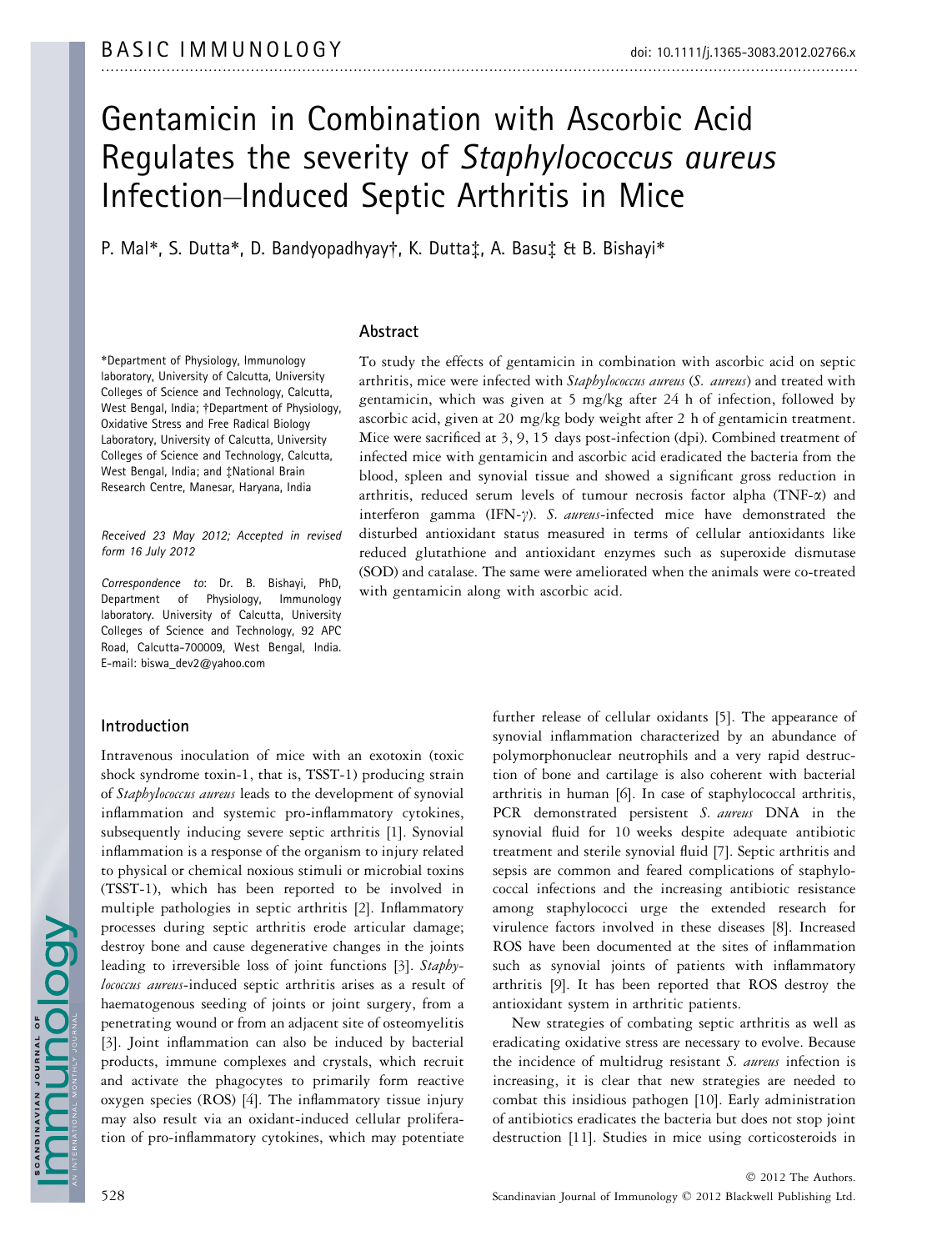BASIC IMMUNOLOGY

doi: 10.1111/j.1365-3083.2012.02766.x

# Gentamicin in Combination with Ascorbic Acid Regulates the severity of *Staphylococcus aureus* Infection–Induced Septic Arthritis in Mice

P. Mal*, S. Dutta*, D. Bandyopadhyay†, K. Dutta‡, A. Basu‡ & B. Bishayi*

*Department of Physiology, Immunology laboratory, University of Calcutta, University Colleges of Science and Technology, Calcutta, West Bengal, India; †Department of Physiology, Oxidative Stress and Free Radical Biology Laboratory, University of Calcutta, University Colleges of Science and Technology, Calcutta, West Bengal, India; and ‡National Brain Research Centre, Manesar, Haryana, India

*Received 23 May 2012; Accepted in revised form 16 July 2012*

*Correspondence to*: Dr. B. Bishayi, PhD, Department of Physiology, Immunology laboratory. University of Calcutta, University Colleges of Science and Technology, 92 APC Road, Calcutta-700009, West Bengal, India. E-mail: biswa_dev2@yahoo.com

## Abstract

To study the effects of gentamicin in combination with ascorbic acid on septic arthritis, mice were infected with *Staphylococcus aureus* (*S. aureus*) and treated with gentamicin, which was given at 5 mg/kg after 24 h of infection, followed by ascorbic acid, given at 20 mg/kg body weight after 2 h of gentamicin treatment. Mice were sacrificed at 3, 9, 15 days post-infection (dpi). Combined treatment of infected mice with gentamicin and ascorbic acid eradicated the bacteria from the blood, spleen and synovial tissue and showed a significant gross reduction in arthritis, reduced serum levels of tumour necrosis factor alpha (TNF-$\alpha$) and interferon gamma (IFN-$\gamma$). *S. aureus*-infected mice have demonstrated the disturbed antioxidant status measured in terms of cellular antioxidants like reduced glutathione and antioxidant enzymes such as superoxide dismutase (SOD) and catalase. The same were ameliorated when the animals were co-treated with gentamicin along with ascorbic acid.

## Introduction

Intravenous inoculation of mice with an exotoxin (toxic shock syndrome toxin-1, that is, TSST-1) producing strain of *Staphylococcus aureus* leads to the development of synovial inflammation and systemic pro-inflammatory cytokines, subsequently inducing severe septic arthritis [1]. Synovial inflammation is a response of the organism to injury related to physical or chemical noxious stimuli or microbial toxins (TSST-1), which has been reported to be involved in multiple pathologies in septic arthritis [2]. Inflammatory processes during septic arthritis erode articular damage; destroy bone and cause degenerative changes in the joints leading to irreversible loss of joint functions [3]. *Staphylococcus aureus*-induced septic arthritis arises as a result of haematogenous seeding of joints or joint surgery, from a penetrating wound or from an adjacent site of osteomyelitis [3]. Joint inflammation can also be induced by bacterial products, immune complexes and crystals, which recruit and activate the phagocytes to primarily form reactive oxygen species (ROS) [4]. The inflammatory tissue injury may also result via an oxidant-induced cellular proliferation of pro-inflammatory cytokines, which may potentiate further release of cellular oxidants [5]. The appearance of synovial inflammation characterized by an abundance of polymorphonuclear neutrophils and a very rapid destruction of bone and cartilage is also coherent with bacterial arthritis in human [6]. In case of staphylococcal arthritis, PCR demonstrated persistent *S. aureus* DNA in the synovial fluid for 10 weeks despite adequate antibiotic treatment and sterile synovial fluid [7]. Septic arthritis and sepsis are common and feared complications of staphylococcal infections and the increasing antibiotic resistance among staphylococci urge the extended research for virulence factors involved in these diseases [8]. Increased ROS have been documented at the sites of inflammation such as synovial joints of patients with inflammatory arthritis [9]. It has been reported that ROS destroy the antioxidant system in arthritic patients.

New strategies of combating septic arthritis as well as eradicating oxidative stress are necessary to evolve. Because the incidence of multidrug resistant *S. aureus* infection is increasing, it is clear that new strategies are needed to combat this insidious pathogen [10]. Early administration of antibiotics eradicates the bacteria but does not stop joint destruction [11]. Studies in mice using corticosteroids in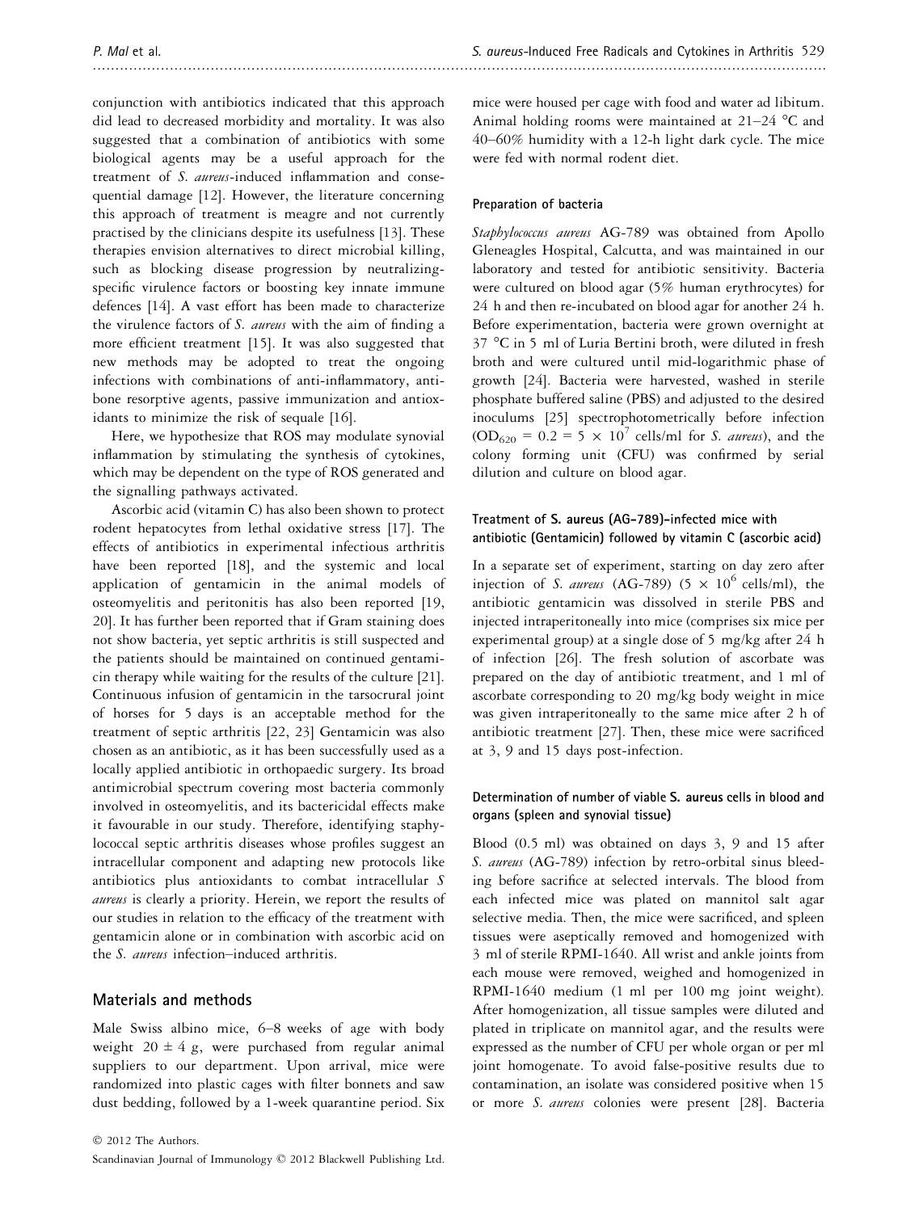conjunction with antibiotics indicated that this approach did lead to decreased morbidity and mortality. It was also suggested that a combination of antibiotics with some biological agents may be a useful approach for the treatment of *S. aureus*-induced inflammation and consequential damage [12]. However, the literature concerning this approach of treatment is meagre and not currently practised by the clinicians despite its usefulness [13]. These therapies envision alternatives to direct microbial killing, such as blocking disease progression by neutralizing-specific virulence factors or boosting key innate immune defences [14]. A vast effort has been made to characterize the virulence factors of *S. aureus* with the aim of finding a more efficient treatment [15]. It was also suggested that new methods may be adopted to treat the ongoing infections with combinations of anti-inflammatory, anti-bone resorptive agents, passive immunization and antioxidants to minimize the risk of sequale [16].

Here, we hypothesize that ROS may modulate synovial inflammation by stimulating the synthesis of cytokines, which may be dependent on the type of ROS generated and the signalling pathways activated.

Ascorbic acid (vitamin C) has also been shown to protect rodent hepatocytes from lethal oxidative stress [17]. The effects of antibiotics in experimental infectious arthritis have been reported [18], and the systemic and local application of gentamicin in the animal models of osteomyelitis and peritonitis has also been reported [19, 20]. It has further been reported that if Gram staining does not show bacteria, yet septic arthritis is still suspected and the patients should be maintained on continued gentamicin therapy while waiting for the results of the culture [21]. Continuous infusion of gentamicin in the tarsocrural joint of horses for 5 days is an acceptable method for the treatment of septic arthritis [22, 23] Gentamicin was also chosen as an antibiotic, as it has been successfully used as a locally applied antibiotic in orthopaedic surgery. Its broad antimicrobial spectrum covering most bacteria commonly involved in osteomyelitis, and its bactericidal effects make it favourable in our study. Therefore, identifying staphylococcal septic arthritis diseases whose profiles suggest an intracellular component and adapting new protocols like antibiotics plus antioxidants to combat intracellular *S aureus* is clearly a priority. Herein, we report the results of our studies in relation to the efficacy of the treatment with gentamicin alone or in combination with ascorbic acid on the *S. aureus* infection–induced arthritis.

## Materials and methods

Male Swiss albino mice, 6–8 weeks of age with body weight $20 \pm 4$ g, were purchased from regular animal suppliers to our department. Upon arrival, mice were randomized into plastic cages with filter bonnets and saw dust bedding, followed by a 1-week quarantine period. Six mice were housed per cage with food and water ad libitum. Animal holding rooms were maintained at 21–24 °C and 40–60% humidity with a 12-h light dark cycle. The mice were fed with normal rodent diet.

### Preparation of bacteria

*Staphylococcus aureus* AG-789 was obtained from Apollo Gleneagles Hospital, Calcutta, and was maintained in our laboratory and tested for antibiotic sensitivity. Bacteria were cultured on blood agar (5% human erythrocytes) for 24 h and then re-incubated on blood agar for another 24 h. Before experimentation, bacteria were grown overnight at 37 °C in 5 ml of Luria Bertini broth, were diluted in fresh broth and were cultured until mid-logarithmic phase of growth [24]. Bacteria were harvested, washed in sterile phosphate buffered saline (PBS) and adjusted to the desired inoculums [25] spectrophotometrically before infection ($OD_{620} = 0.2 = 5 \times 10^7$ cells/ml for *S. aureus*), and the colony forming unit (CFU) was confirmed by serial dilution and culture on blood agar.

### Treatment of S. aureus (AG-789)-infected mice with antibiotic (Gentamicin) followed by vitamin C (ascorbic acid)

In a separate set of experiment, starting on day zero after injection of *S. aureus* (AG-789) ($5 \times 10^6$ cells/ml), the antibiotic gentamicin was dissolved in sterile PBS and injected intraperitoneally into mice (comprises six mice per experimental group) at a single dose of 5 mg/kg after 24 h of infection [26]. The fresh solution of ascorbate was prepared on the day of antibiotic treatment, and 1 ml of ascorbate corresponding to 20 mg/kg body weight in mice was given intraperitoneally to the same mice after 2 h of antibiotic treatment [27]. Then, these mice were sacrificed at 3, 9 and 15 days post-infection.

### Determination of number of viable S. aureus cells in blood and organs (spleen and synovial tissue)

Blood (0.5 ml) was obtained on days 3, 9 and 15 after *S. aureus* (AG-789) infection by retro-orbital sinus bleeding before sacrifice at selected intervals. The blood from each infected mice was plated on mannitol salt agar selective media. Then, the mice were sacrificed, and spleen tissues were aseptically removed and homogenized with 3 ml of sterile RPMI-1640. All wrist and ankle joints from each mouse were removed, weighed and homogenized in RPMI-1640 medium (1 ml per 100 mg joint weight). After homogenization, all tissue samples were diluted and plated in triplicate on mannitol agar, and the results were expressed as the number of CFU per whole organ or per ml joint homogenate. To avoid false-positive results due to contamination, an isolate was considered positive when 15 or more *S. aureus* colonies were present [28]. Bacteria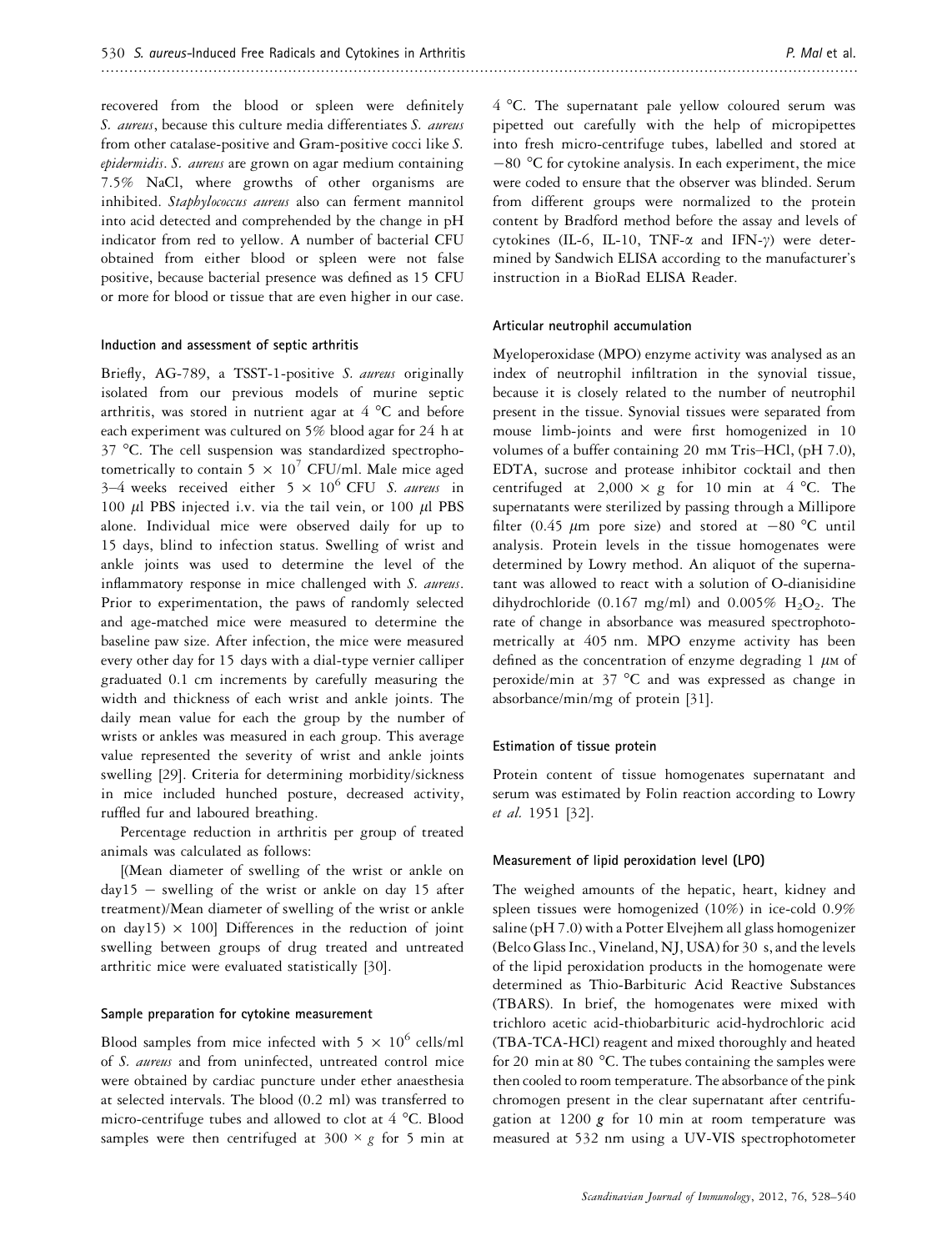recovered from the blood or spleen were definitely *S. aureus*, because this culture media differentiates *S. aureus* from other catalase-positive and Gram-positive cocci like *S. epidermidis*. *S. aureus* are grown on agar medium containing 7.5% NaCl, where growths of other organisms are inhibited. *Staphylococcus aureus* also can ferment mannitol into acid detected and comprehended by the change in pH indicator from red to yellow. A number of bacterial CFU obtained from either blood or spleen were not false positive, because bacterial presence was defined as 15 CFU or more for blood or tissue that are even higher in our case.

### Induction and assessment of septic arthritis

Briefly, AG-789, a TSST-1-positive *S. aureus* originally isolated from our previous models of murine septic arthritis, was stored in nutrient agar at 4 °C and before each experiment was cultured on 5% blood agar for 24 h at 37 °C. The cell suspension was standardized spectrophotometrically to contain $5 \times 10^7$ CFU/ml. Male mice aged 3–4 weeks received either $5 \times 10^6$ CFU *S. aureus* in 100 $\mu$l PBS injected i.v. via the tail vein, or 100 $\mu$l PBS alone. Individual mice were observed daily for up to 15 days, blind to infection status. Swelling of wrist and ankle joints was used to determine the level of the inflammatory response in mice challenged with *S. aureus*. Prior to experimentation, the paws of randomly selected and age-matched mice were measured to determine the baseline paw size. After infection, the mice were measured every other day for 15 days with a dial-type vernier calliper graduated 0.1 cm increments by carefully measuring the width and thickness of each wrist and ankle joints. The daily mean value for each the group by the number of wrists or ankles was measured in each group. This average value represented the severity of wrist and ankle joints swelling [29]. Criteria for determining morbidity/sickness in mice included hunched posture, decreased activity, ruffled fur and laboured breathing.

Percentage reduction in arthritis per group of treated animals was calculated as follows:

[(Mean diameter of swelling of the wrist or ankle on day15 − swelling of the wrist or ankle on day 15 after treatment)/Mean diameter of swelling of the wrist or ankle on day15) × 100] Differences in the reduction of joint swelling between groups of drug treated and untreated arthritic mice were evaluated statistically [30].

### Sample preparation for cytokine measurement

Blood samples from mice infected with $5 \times 10^6$ cells/ml of *S. aureus* and from uninfected, untreated control mice were obtained by cardiac puncture under ether anaesthesia at selected intervals. The blood (0.2 ml) was transferred to micro-centrifuge tubes and allowed to clot at 4 °C. Blood samples were then centrifuged at $300 \times g$ for 5 min at 4 °C. The supernatant pale yellow coloured serum was pipetted out carefully with the help of micropipettes into fresh micro-centrifuge tubes, labelled and stored at −80 °C for cytokine analysis. In each experiment, the mice were coded to ensure that the observer was blinded. Serum from different groups were normalized to the protein content by Bradford method before the assay and levels of cytokines (IL-6, IL-10, TNF-$\alpha$ and IFN-$\gamma$) were determined by Sandwich ELISA according to the manufacturer's instruction in a BioRad ELISA Reader.

### Articular neutrophil accumulation

Myeloperoxidase (MPO) enzyme activity was analysed as an index of neutrophil infiltration in the synovial tissue, because it is closely related to the number of neutrophil present in the tissue. Synovial tissues were separated from mouse limb-joints and were first homogenized in 10 volumes of a buffer containing 20 mM Tris–HCl, (pH 7.0), EDTA, sucrose and protease inhibitor cocktail and then centrifuged at $2,000 \times g$ for 10 min at 4 °C. The supernatants were sterilized by passing through a Millipore filter (0.45 $\mu$m pore size) and stored at −80 °C until analysis. Protein levels in the tissue homogenates were determined by Lowry method. An aliquot of the supernatant was allowed to react with a solution of O-dianisidine dihydrochloride (0.167 mg/ml) and 0.005% $H_2O_2$. The rate of change in absorbance was measured spectrophotometrically at 405 nm. MPO enzyme activity has been defined as the concentration of enzyme degrading 1 $\mu$M of peroxide/min at 37 °C and was expressed as change in absorbance/min/mg of protein [31].

### Estimation of tissue protein

Protein content of tissue homogenates supernatant and serum was estimated by Folin reaction according to Lowry *et al.* 1951 [32].

### Measurement of lipid peroxidation level (LPO)

The weighed amounts of the hepatic, heart, kidney and spleen tissues were homogenized (10%) in ice-cold 0.9% saline (pH 7.0) with a Potter Elvejhem all glass homogenizer (Belco Glass Inc., Vineland, NJ, USA) for 30 s, and the levels of the lipid peroxidation products in the homogenate were determined as Thio-Barbituric Acid Reactive Substances (TBARS). In brief, the homogenates were mixed with trichloro acetic acid-thiobarbituric acid-hydrochloric acid (TBA-TCA-HCl) reagent and mixed thoroughly and heated for 20 min at 80 °C. The tubes containing the samples were then cooled to room temperature. The absorbance of the pink chromogen present in the clear supernatant after centrifugation at 1200 *g* for 10 min at room temperature was measured at 532 nm using a UV-VIS spectrophotometer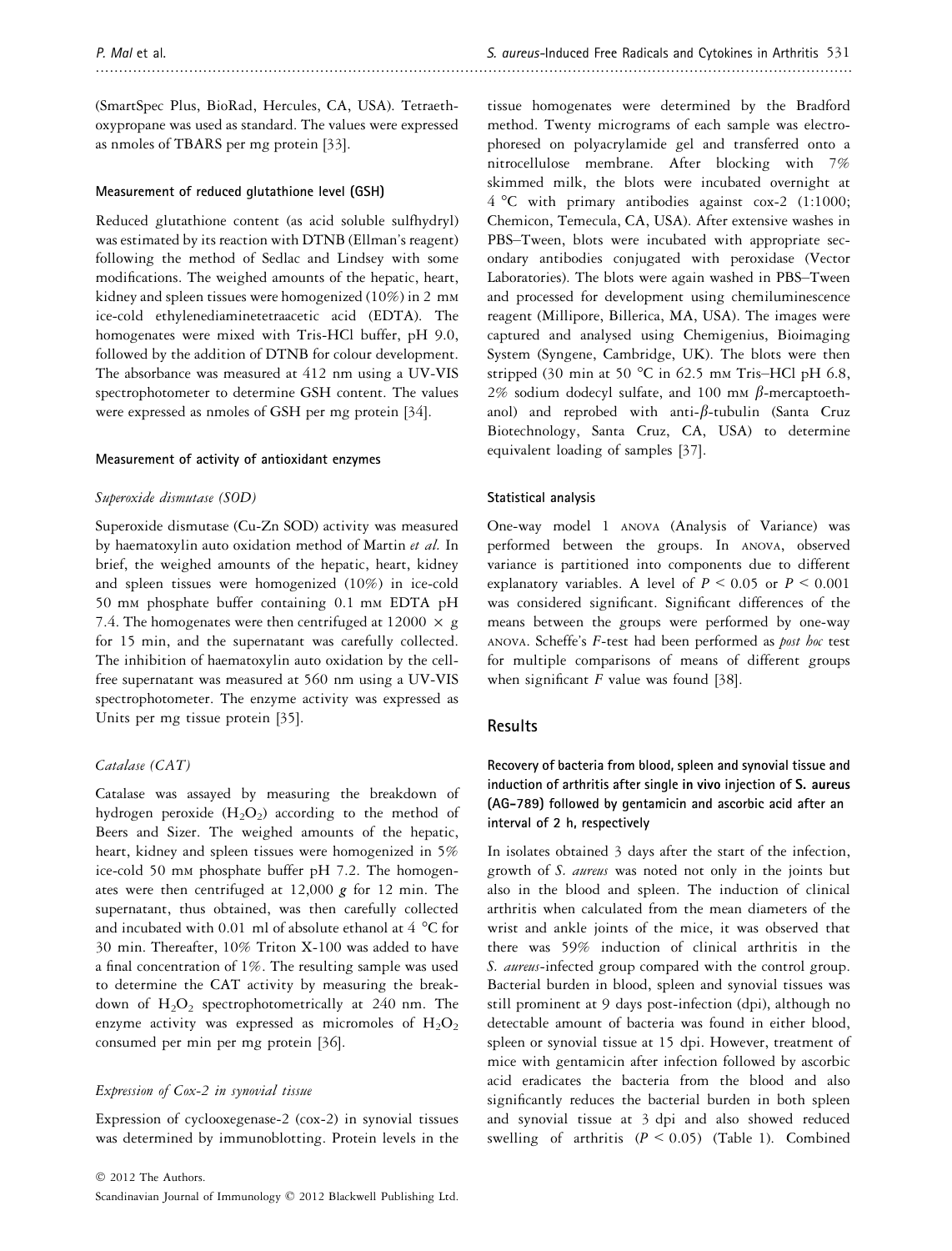(SmartSpec Plus, BioRad, Hercules, CA, USA). Tetraethoxypropane was used as standard. The values were expressed as nmoles of TBARS per mg protein [33].

#### Measurement of reduced glutathione level (GSH)

Reduced glutathione content (as acid soluble sulfhydryl) was estimated by its reaction with DTNB (Ellman's reagent) following the method of Sedlac and Lindsey with some modifications. The weighed amounts of the hepatic, heart, kidney and spleen tissues were homogenized (10%) in 2 mM ice-cold ethylenediaminetetraacetic acid (EDTA). The homogenates were mixed with Tris-HCl buffer, pH 9.0, followed by the addition of DTNB for colour development. The absorbance was measured at 412 nm using a UV-VIS spectrophotometer to determine GSH content. The values were expressed as nmoles of GSH per mg protein [34].

#### Measurement of activity of antioxidant enzymes

*Superoxide dismutase (SOD)*

Superoxide dismutase (Cu-Zn SOD) activity was measured by haematoxylin auto oxidation method of Martin *et al.* In brief, the weighed amounts of the hepatic, heart, kidney and spleen tissues were homogenized (10%) in ice-cold 50 mM phosphate buffer containing 0.1 mM EDTA pH 7.4. The homogenates were then centrifuged at 12000 × *g* for 15 min, and the supernatant was carefully collected. The inhibition of haematoxylin auto oxidation by the cell-free supernatant was measured at 560 nm using a UV-VIS spectrophotometer. The enzyme activity was expressed as Units per mg tissue protein [35].

*Catalase (CAT)*

Catalase was assayed by measuring the breakdown of hydrogen peroxide ($H_2O_2$) according to the method of Beers and Sizer. The weighed amounts of the hepatic, heart, kidney and spleen tissues were homogenized in 5% ice-cold 50 mM phosphate buffer pH 7.2. The homogenates were then centrifuged at 12,000 *g* for 12 min. The supernatant, thus obtained, was then carefully collected and incubated with 0.01 ml of absolute ethanol at 4 °C for 30 min. Thereafter, 10% Triton X-100 was added to have a final concentration of 1%. The resulting sample was used to determine the CAT activity by measuring the breakdown of $H_2O_2$ spectrophotometrically at 240 nm. The enzyme activity was expressed as micromoles of $H_2O_2$ consumed per min per mg protein [36].

*Expression of Cox-2 in synovial tissue*

Expression of cyclooxegenase-2 (cox-2) in synovial tissues was determined by immunoblotting. Protein levels in the tissue homogenates were determined by the Bradford method. Twenty micrograms of each sample was electrophoresed on polyacrylamide gel and transferred onto a nitrocellulose membrane. After blocking with 7% skimmed milk, the blots were incubated overnight at 4 °C with primary antibodies against cox-2 (1:1000; Chemicon, Temecula, CA, USA). After extensive washes in PBS–Tween, blots were incubated with appropriate secondary antibodies conjugated with peroxidase (Vector Laboratories). The blots were again washed in PBS–Tween and processed for development using chemiluminescence reagent (Millipore, Billerica, MA, USA). The images were captured and analysed using Chemigenius, Bioimaging System (Syngene, Cambridge, UK). The blots were then stripped (30 min at 50 °C in 62.5 mM Tris–HCl pH 6.8, 2% sodium dodecyl sulfate, and 100 mM $\beta$-mercaptoethanol) and reprobed with anti-$\beta$-tubulin (Santa Cruz Biotechnology, Santa Cruz, CA, USA) to determine equivalent loading of samples [37].

#### Statistical analysis

One-way model 1 ANOVA (Analysis of Variance) was performed between the groups. In ANOVA, observed variance is partitioned into components due to different explanatory variables. A level of $P < 0.05$ or $P < 0.001$ was considered significant. Significant differences of the means between the groups were performed by one-way ANOVA. Scheffe's *F*-test had been performed as *post hoc* test for multiple comparisons of means of different groups when significant *F* value was found [38].

## Results

#### Recovery of bacteria from blood, spleen and synovial tissue and induction of arthritis after single in vivo injection of *S. aureus* (AG-789) followed by gentamicin and ascorbic acid after an interval of 2 h, respectively

In isolates obtained 3 days after the start of the infection, growth of *S. aureus* was noted not only in the joints but also in the blood and spleen. The induction of clinical arthritis when calculated from the mean diameters of the wrist and ankle joints of the mice, it was observed that there was 59% induction of clinical arthritis in the *S. aureus*-infected group compared with the control group. Bacterial burden in blood, spleen and synovial tissues was still prominent at 9 days post-infection (dpi), although no detectable amount of bacteria was found in either blood, spleen or synovial tissue at 15 dpi. However, treatment of mice with gentamicin after infection followed by ascorbic acid eradicates the bacteria from the blood and also significantly reduces the bacterial burden in both spleen and synovial tissue at 3 dpi and also showed reduced swelling of arthritis ($P < 0.05$) (Table 1). Combined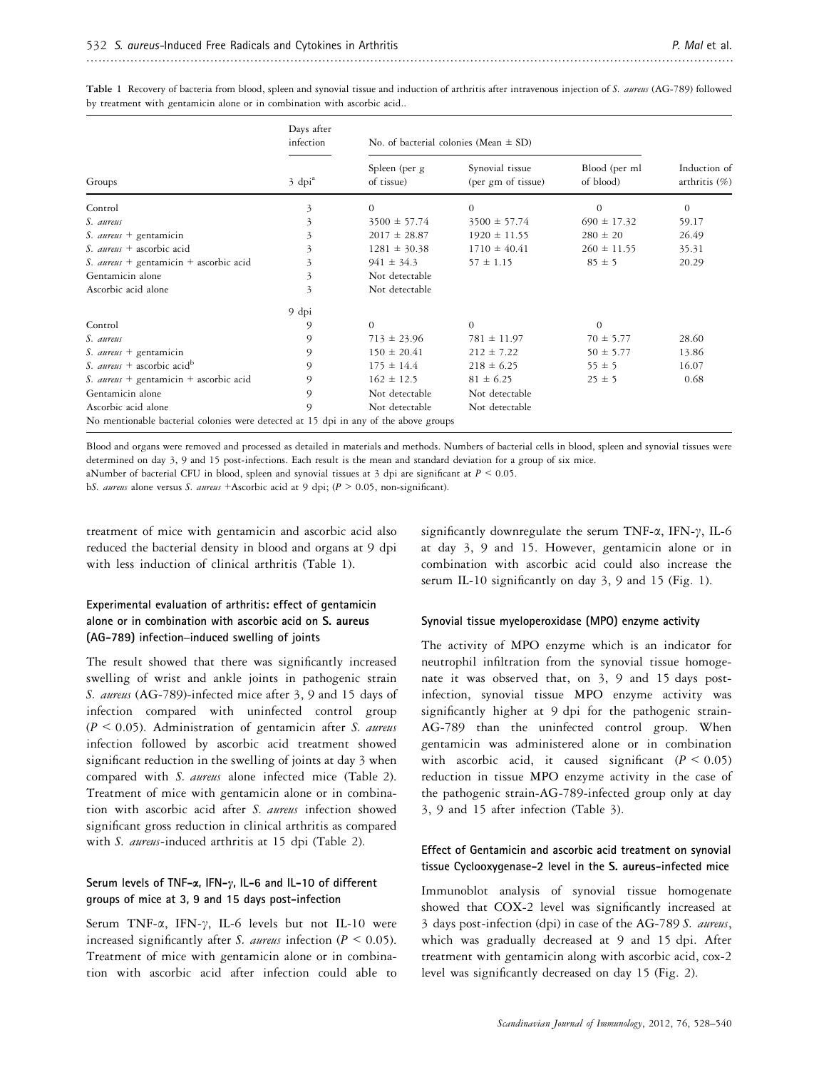**Table 1** Recovery of bacteria from blood, spleen and synovial tissue and induction of arthritis after intravenous injection of *S. aureus* (AG-789) followed by treatment with gentamicin alone or in combination with ascorbic acid..

| Groups | Days after infection | No. of bacterial colonies (Mean ± SD) | | | Induction of arthritis (%) |
|---|---|---|---|---|---|
| | 3 dpi[a] | Spleen (per g of tissue) | Synovial tissue (per gm of tissue) | Blood (per ml of blood) | |
| Control | 3 | 0 | 0 | 0 | 0 |
| *S. aureus* | 3 | 3500 ± 57.74 | 3500 ± 57.74 | 690 ± 17.32 | 59.17 |
| *S. aureus* + gentamicin | 3 | 2017 ± 28.87 | 1920 ± 11.55 | 280 ± 20 | 26.49 |
| *S. aureus* + ascorbic acid | 3 | 1281 ± 30.38 | 1710 ± 40.41 | 260 ± 11.55 | 35.31 |
| *S. aureus* + gentamicin + ascorbic acid | 3 | 941 ± 34.3 | 57 ± 1.15 | 85 ± 5 | 20.29 |
| Gentamicin alone | 3 | Not detectable | | | |
| Ascorbic acid alone | 3 | Not detectable | | | |
| | 9 dpi | | | | |
| Control | 9 | 0 | 0 | 0 | |
| *S. aureus* | 9 | 713 ± 23.96 | 781 ± 11.97 | 70 ± 5.77 | 28.60 |
| *S. aureus* + gentamicin | 9 | 150 ± 20.41 | 212 ± 7.22 | 50 ± 5.77 | 13.86 |
| *S. aureus* + ascorbic acid[b] | 9 | 175 ± 14.4 | 218 ± 6.25 | 55 ± 5 | 16.07 |
| *S. aureus* + gentamicin + ascorbic acid | 9 | 162 ± 12.5 | 81 ± 6.25 | 25 ± 5 | 0.68 |
| Gentamicin alone | 9 | Not detectable | Not detectable | | |
| Ascorbic acid alone | 9 | Not detectable | Not detectable | | |
| No mentionable bacterial colonies were detected at 15 dpi in any of the above groups | | | | | |

Blood and organs were removed and processed as detailed in materials and methods. Numbers of bacterial cells in blood, spleen and synovial tissues were determined on day 3, 9 and 15 post-infections. Each result is the mean and standard deviation for a group of six mice.

aNumber of bacterial CFU in blood, spleen and synovial tissues at 3 dpi are significant at $P < 0.05$.

b*S. aureus* alone versus *S. aureus* +Ascorbic acid at 9 dpi; ($P > 0.05$, non-significant).

treatment of mice with gentamicin and ascorbic acid also reduced the bacterial density in blood and organs at 9 dpi with less induction of clinical arthritis (Table 1).

### Experimental evaluation of arthritis: effect of gentamicin alone or in combination with ascorbic acid on S. aureus (AG-789) infection–induced swelling of joints

The result showed that there was significantly increased swelling of wrist and ankle joints in pathogenic strain *S. aureus* (AG-789)-infected mice after 3, 9 and 15 days of infection compared with uninfected control group ($P < 0.05$). Administration of gentamicin after *S. aureus* infection followed by ascorbic acid treatment showed significant reduction in the swelling of joints at day 3 when compared with *S. aureus* alone infected mice (Table 2). Treatment of mice with gentamicin alone or in combination with ascorbic acid after *S. aureus* infection showed significant gross reduction in clinical arthritis as compared with *S. aureus*-induced arthritis at 15 dpi (Table 2).

### Serum levels of TNF-α, IFN-γ, IL-6 and IL-10 of different groups of mice at 3, 9 and 15 days post-infection

Serum TNF-α, IFN-γ, IL-6 levels but not IL-10 were increased significantly after *S. aureus* infection ($P < 0.05$). Treatment of mice with gentamicin alone or in combination with ascorbic acid after infection could able to significantly downregulate the serum TNF-α, IFN-γ, IL-6 at day 3, 9 and 15. However, gentamicin alone or in combination with ascorbic acid could also increase the serum IL-10 significantly on day 3, 9 and 15 (Fig. 1).

### Synovial tissue myeloperoxidase (MPO) enzyme activity

The activity of MPO enzyme which is an indicator for neutrophil infiltration from the synovial tissue homogenate it was observed that, on 3, 9 and 15 days post-infection, synovial tissue MPO enzyme activity was significantly higher at 9 dpi for the pathogenic strain-AG-789 than the uninfected control group. When gentamicin was administered alone or in combination with ascorbic acid, it caused significant ($P < 0.05$) reduction in tissue MPO enzyme activity in the case of the pathogenic strain-AG-789-infected group only at day 3, 9 and 15 after infection (Table 3).

### Effect of Gentamicin and ascorbic acid treatment on synovial tissue Cyclooxygenase-2 level in the S. aureus-infected mice

Immunoblot analysis of synovial tissue homogenate showed that COX-2 level was significantly increased at 3 days post-infection (dpi) in case of the AG-789 *S. aureus*, which was gradually decreased at 9 and 15 dpi. After treatment with gentamicin along with ascorbic acid, cox-2 level was significantly decreased on day 15 (Fig. 2).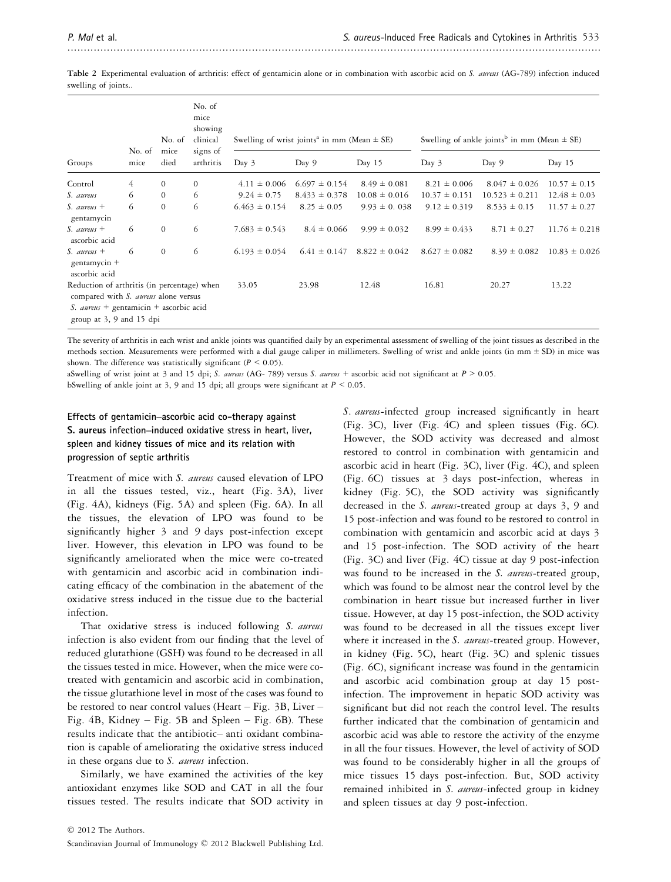**Table 2** Experimental evaluation of arthritis: effect of gentamicin alone or in combination with ascorbic acid on *S. aureus* (AG-789) infection induced swelling of joints..

| Groups | No. of mice | No. of mice died | No. of mice showing clinical signs of arthritis | Swelling of wrist joints[a] in mm (Mean ± SE) | | | Swelling of ankle joints[b] in mm (Mean ± SE) | | |
|---|---|---|---|---|---|---|---|---|---|
| | | | | Day 3 | Day 9 | Day 15 | Day 3 | Day 9 | Day 15 |
| Control | 4 | 0 | 0 | 4.11 ± 0.006 | 6.697 ± 0.154 | 8.49 ± 0.081 | 8.21 ± 0.006 | 8.047 ± 0.026 | 10.57 ± 0.15 |
| *S. aureus* | 6 | 0 | 6 | 9.24 ± 0.75 | 8.433 ± 0.378 | 10.08 ± 0.016 | 10.37 ± 0.151 | 10.523 ± 0.211 | 12.48 ± 0.03 |
| *S. aureus* + gentamycin | 6 | 0 | 6 | 6.463 ± 0.154 | 8.25 ± 0.05 | 9.93 ± 0. 038 | 9.12 ± 0.319 | 8.533 ± 0.15 | 11.57 ± 0.27 |
| *S. aureus* + ascorbic acid | 6 | 0 | 6 | 7.683 ± 0.543 | 8.4 ± 0.066 | 9.99 ± 0.032 | 8.99 ± 0.433 | 8.71 ± 0.27 | 11.76 ± 0.218 |
| *S. aureus* + gentamycin + ascorbic acid | 6 | 0 | 6 | 6.193 ± 0.054 | 6.41 ± 0.147 | 8.822 ± 0.042 | 8.627 ± 0.082 | 8.39 ± 0.082 | 10.83 ± 0.026 |
| Reduction of arthritis (in percentage) when compared with *S. aureus* alone versus *S. aureus* + gentamicin + ascorbic acid group at 3, 9 and 15 dpi | | | | 33.05 | 23.98 | 12.48 | 16.81 | 20.27 | 13.22 |

The severity of arthritis in each wrist and ankle joints was quantified daily by an experimental assessment of swelling of the joint tissues as described in the methods section. Measurements were performed with a dial gauge caliper in millimeters. Swelling of wrist and ankle joints (in mm ± SD) in mice was shown. The difference was statistically significant ($P < 0.05$).

aSwelling of wrist joint at 3 and 15 dpi; *S. aureus* (AG- 789) versus *S. aureus* + ascorbic acid not significant at $P > 0.05$.

bSwelling of ankle joint at 3, 9 and 15 dpi; all groups were significant at $P < 0.05$.

### Effects of gentamicin–ascorbic acid co-therapy against S. aureus infection–induced oxidative stress in heart, liver, spleen and kidney tissues of mice and its relation with progression of septic arthritis

Treatment of mice with *S. aureus* caused elevation of LPO in all the tissues tested, viz., heart (Fig. 3A), liver (Fig. 4A), kidneys (Fig. 5A) and spleen (Fig. 6A). In all the tissues, the elevation of LPO was found to be significantly higher 3 and 9 days post-infection except liver. However, this elevation in LPO was found to be significantly ameliorated when the mice were co-treated with gentamicin and ascorbic acid in combination indicating efficacy of the combination in the abatement of the oxidative stress induced in the tissue due to the bacterial infection.

That oxidative stress is induced following *S. aureus* infection is also evident from our finding that the level of reduced glutathione (GSH) was found to be decreased in all the tissues tested in mice. However, when the mice were co-treated with gentamicin and ascorbic acid in combination, the tissue glutathione level in most of the cases was found to be restored to near control values (Heart – Fig. 3B, Liver – Fig. 4B, Kidney – Fig. 5B and Spleen – Fig. 6B). These results indicate that the antibiotic– anti oxidant combination is capable of ameliorating the oxidative stress induced in these organs due to *S. aureus* infection.

Similarly, we have examined the activities of the key antioxidant enzymes like SOD and CAT in all the four tissues tested. The results indicate that SOD activity in *S. aureus*-infected group increased significantly in heart (Fig. 3C), liver (Fig. 4C) and spleen tissues (Fig. 6C). However, the SOD activity was decreased and almost restored to control in combination with gentamicin and ascorbic acid in heart (Fig. 3C), liver (Fig. 4C), and spleen (Fig. 6C) tissues at 3 days post-infection, whereas in kidney (Fig. 5C), the SOD activity was significantly decreased in the *S. aureus*-treated group at days 3, 9 and 15 post-infection and was found to be restored to control in combination with gentamicin and ascorbic acid at days 3 and 15 post-infection. The SOD activity of the heart (Fig. 3C) and liver (Fig. 4C) tissue at day 9 post-infection was found to be increased in the *S. aureus*-treated group, which was found to be almost near the control level by the combination in heart tissue but increased further in liver tissue. However, at day 15 post-infection, the SOD activity was found to be decreased in all the tissues except liver where it increased in the *S. aureus*-treated group. However, in kidney (Fig. 5C), heart (Fig. 3C) and splenic tissues (Fig. 6C), significant increase was found in the gentamicin and ascorbic acid combination group at day 15 post-infection. The improvement in hepatic SOD activity was significant but did not reach the control level. The results further indicated that the combination of gentamicin and ascorbic acid was able to restore the activity of the enzyme in all the four tissues. However, the level of activity of SOD was found to be considerably higher in all the groups of mice tissues 15 days post-infection. But, SOD activity remained inhibited in *S. aureus*-infected group in kidney and spleen tissues at day 9 post-infection.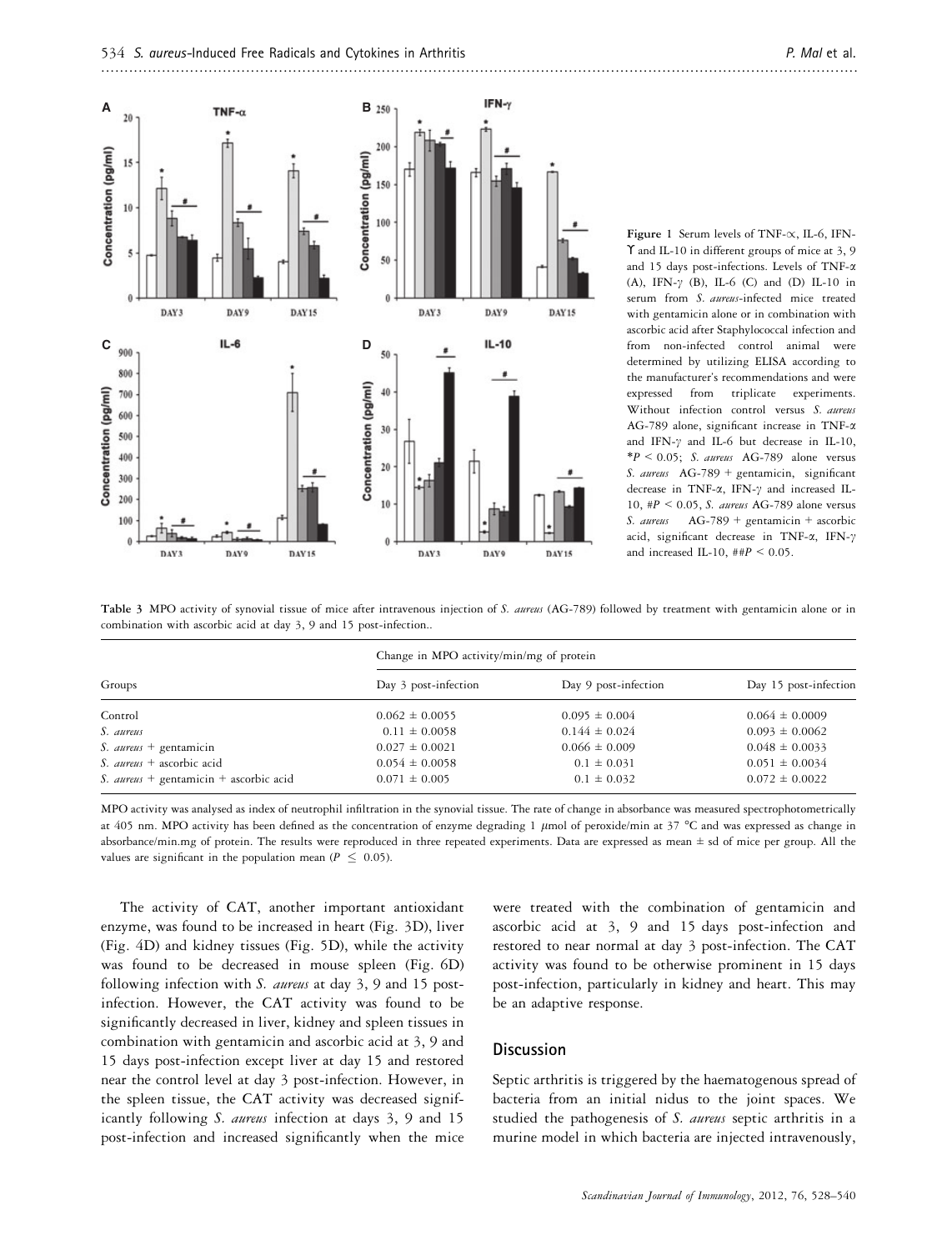Figure 1 Serum levels of TNF-∝, IL-6, IFN-ϒ and IL-10 in different groups of mice at 3, 9 and 15 days post-infections. Levels of TNF-α (A), IFN-γ (B), IL-6 (C) and (D) IL-10 in serum from *S. aureus*-infected mice treated with gentamicin alone or in combination with ascorbic acid after Staphylococcal infection and from non-infected control animal were determined by utilizing ELISA according to the manufacturer's recommendations and were expressed from triplicate experiments. Without infection control versus *S. aureus* AG-789 alone, significant increase in TNF-α and IFN-γ and IL-6 but decrease in IL-10, \*$P < 0.05$; *S. aureus* AG-789 alone versus *S. aureus* AG-789 + gentamicin, significant decrease in TNF-α, IFN-γ and increased IL-10, #$P < 0.05$, *S. aureus* AG-789 alone versus *S. aureus* AG-789 + gentamicin + ascorbic acid, significant decrease in TNF-α, IFN-γ and increased IL-10, ##$P < 0.05$.

**Table 3** MPO activity of synovial tissue of mice after intravenous injection of *S. aureus* (AG-789) followed by treatment with gentamicin alone or in combination with ascorbic acid at day 3, 9 and 15 post-infection..

| Groups | Change in MPO activity/min/mg of protein | | |
|---|---|---|---|
| | Day 3 post-infection | Day 9 post-infection | Day 15 post-infection |
| Control | 0.062 ± 0.0055 | 0.095 ± 0.004 | 0.064 ± 0.0009 |
| *S. aureus* | 0.11 ± 0.0058 | 0.144 ± 0.024 | 0.093 ± 0.0062 |
| *S. aureus* + gentamicin | 0.027 ± 0.0021 | 0.066 ± 0.009 | 0.048 ± 0.0033 |
| *S. aureus* + ascorbic acid | 0.054 ± 0.0058 | 0.1 ± 0.031 | 0.051 ± 0.0034 |
| *S. aureus* + gentamicin + ascorbic acid | 0.071 ± 0.005 | 0.1 ± 0.032 | 0.072 ± 0.0022 |

MPO activity was analysed as index of neutrophil infiltration in the synovial tissue. The rate of change in absorbance was measured spectrophotometrically at 405 nm. MPO activity has been defined as the concentration of enzyme degrading 1 μmol of peroxide/min at 37 °C and was expressed as change in absorbance/min.mg of protein. The results were reproduced in three repeated experiments. Data are expressed as mean ± sd of mice per group. All the values are significant in the population mean ($P \leq 0.05$).

The activity of CAT, another important antioxidant enzyme, was found to be increased in heart (Fig. 3D), liver (Fig. 4D) and kidney tissues (Fig. 5D), while the activity was found to be decreased in mouse spleen (Fig. 6D) following infection with *S. aureus* at day 3, 9 and 15 post-infection. However, the CAT activity was found to be significantly decreased in liver, kidney and spleen tissues in combination with gentamicin and ascorbic acid at 3, 9 and 15 days post-infection except liver at day 15 and restored near the control level at day 3 post-infection. However, in the spleen tissue, the CAT activity was decreased significantly following *S. aureus* infection at days 3, 9 and 15 post-infection and increased significantly when the mice were treated with the combination of gentamicin and ascorbic acid at 3, 9 and 15 days post-infection and restored to near normal at day 3 post-infection. The CAT activity was found to be otherwise prominent in 15 days post-infection, particularly in kidney and heart. This may be an adaptive response.

## Discussion

Septic arthritis is triggered by the haematogenous spread of bacteria from an initial nidus to the joint spaces. We studied the pathogenesis of *S. aureus* septic arthritis in a murine model in which bacteria are injected intravenously,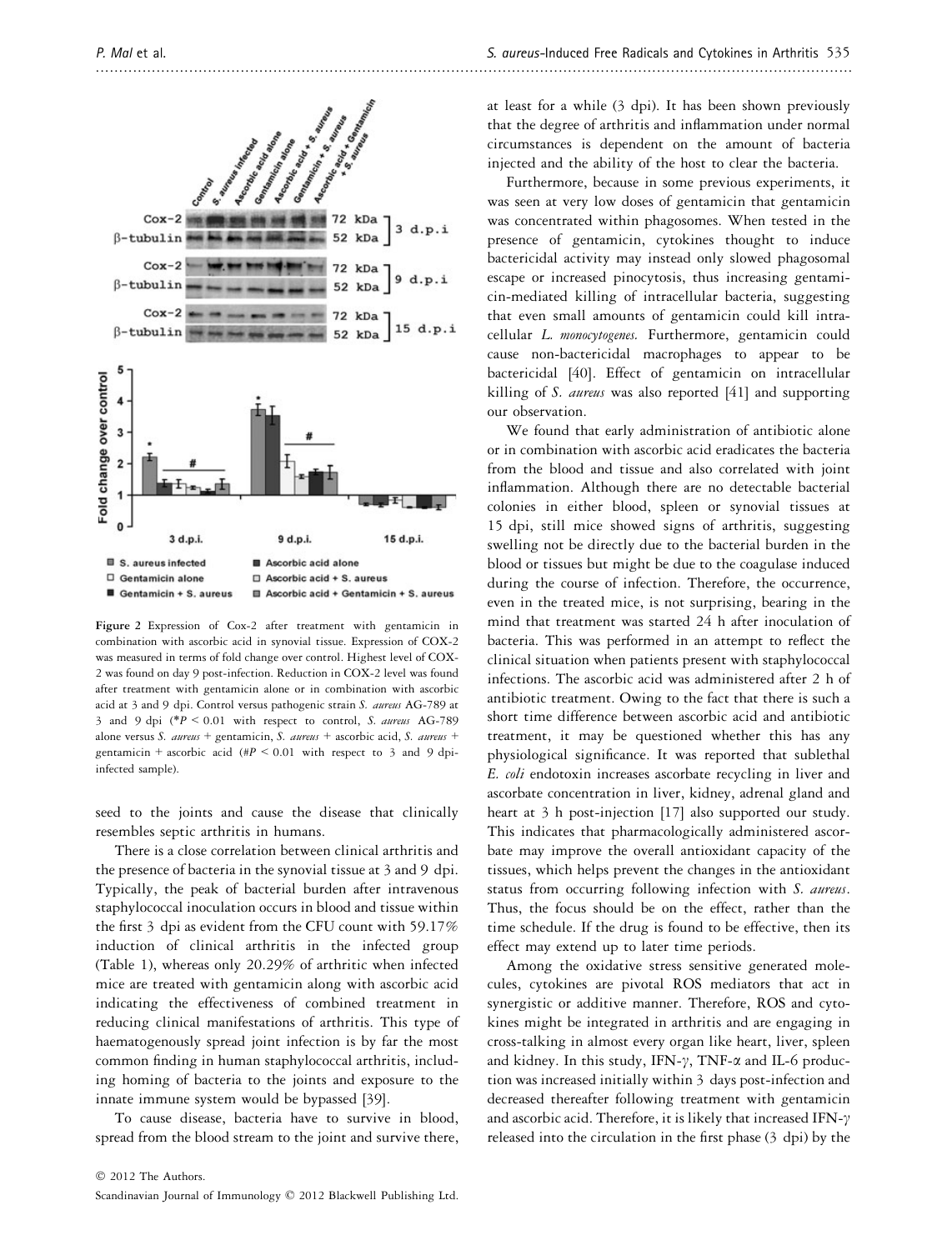Figure 2 Expression of Cox-2 after treatment with gentamicin in combination with ascorbic acid in synovial tissue. Expression of COX-2 was measured in terms of fold change over control. Highest level of COX-2 was found on day 9 post-infection. Reduction in COX-2 level was found after treatment with gentamicin alone or in combination with ascorbic acid at 3 and 9 dpi. Control versus pathogenic strain *S. aureus* AG-789 at 3 and 9 dpi (\*$P < 0.01$ with respect to control, *S. aureus* AG-789 alone versus *S. aureus* + gentamicin, *S. aureus* + ascorbic acid, *S. aureus* + gentamicin + ascorbic acid (#$P < 0.01$ with respect to 3 and 9 dpi-infected sample).

seed to the joints and cause the disease that clinically resembles septic arthritis in humans.

There is a close correlation between clinical arthritis and the presence of bacteria in the synovial tissue at 3 and 9 dpi. Typically, the peak of bacterial burden after intravenous staphylococcal inoculation occurs in blood and tissue within the first 3 dpi as evident from the CFU count with 59.17% induction of clinical arthritis in the infected group (Table 1), whereas only 20.29% of arthritic when infected mice are treated with gentamicin along with ascorbic acid indicating the effectiveness of combined treatment in reducing clinical manifestations of arthritis. This type of haematogenously spread joint infection is by far the most common finding in human staphylococcal arthritis, including homing of bacteria to the joints and exposure to the innate immune system would be bypassed [39].

To cause disease, bacteria have to survive in blood, spread from the blood stream to the joint and survive there, at least for a while (3 dpi). It has been shown previously that the degree of arthritis and inflammation under normal circumstances is dependent on the amount of bacteria injected and the ability of the host to clear the bacteria.

Furthermore, because in some previous experiments, it was seen at very low doses of gentamicin that gentamicin was concentrated within phagosomes. When tested in the presence of gentamicin, cytokines thought to induce bactericidal activity may instead only slowed phagosomal escape or increased pinocytosis, thus increasing gentamicin-mediated killing of intracellular bacteria, suggesting that even small amounts of gentamicin could kill intracellular *L. monocytogenes*. Furthermore, gentamicin could cause non-bactericidal macrophages to appear to be bactericidal [40]. Effect of gentamicin on intracellular killing of *S. aureus* was also reported [41] and supporting our observation.

We found that early administration of antibiotic alone or in combination with ascorbic acid eradicates the bacteria from the blood and tissue and also correlated with joint inflammation. Although there are no detectable bacterial colonies in either blood, spleen or synovial tissues at 15 dpi, still mice showed signs of arthritis, suggesting swelling not be directly due to the bacterial burden in the blood or tissues but might be due to the coagulase induced during the course of infection. Therefore, the occurrence, even in the treated mice, is not surprising, bearing in the mind that treatment was started 24 h after inoculation of bacteria. This was performed in an attempt to reflect the clinical situation when patients present with staphylococcal infections. The ascorbic acid was administered after 2 h of antibiotic treatment. Owing to the fact that there is such a short time difference between ascorbic acid and antibiotic treatment, it may be questioned whether this has any physiological significance. It was reported that sublethal *E. coli* endotoxin increases ascorbate recycling in liver and ascorbate concentration in liver, kidney, adrenal gland and heart at 3 h post-injection [17] also supported our study. This indicates that pharmacologically administered ascorbate may improve the overall antioxidant capacity of the tissues, which helps prevent the changes in the antioxidant status from occurring following infection with *S. aureus*. Thus, the focus should be on the effect, rather than the time schedule. If the drug is found to be effective, then its effect may extend up to later time periods.

Among the oxidative stress sensitive generated molecules, cytokines are pivotal ROS mediators that act in synergistic or additive manner. Therefore, ROS and cytokines might be integrated in arthritis and are engaging in cross-talking in almost every organ like heart, liver, spleen and kidney. In this study, IFN-$\gamma$, TNF-$\alpha$ and IL-6 production was increased initially within 3 days post-infection and decreased thereafter following treatment with gentamicin and ascorbic acid. Therefore, it is likely that increased IFN-$\gamma$ released into the circulation in the first phase (3 dpi) by the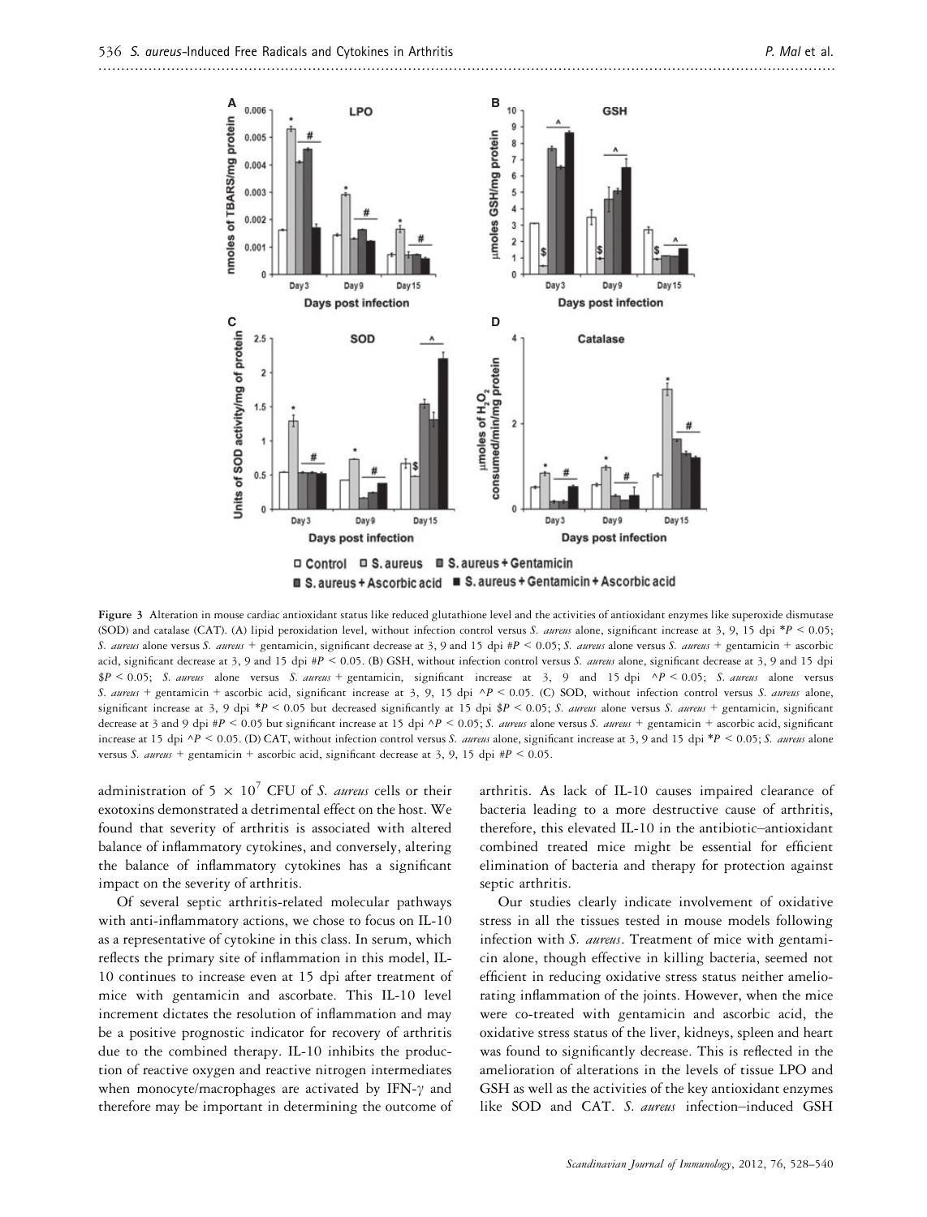Figure 3 Alteration in mouse cardiac antioxidant status like reduced glutathione level and the activities of antioxidant enzymes like superoxide dismutase (SOD) and catalase (CAT). (A) lipid peroxidation level, without infection control versus *S. aureus* alone, significant increase at 3, 9, 15 dpi \*$P < 0.05$; *S. aureus* alone versus *S. aureus* + gentamicin, significant decrease at 3, 9 and 15 dpi #$P < 0.05$; *S. aureus* alone versus *S. aureus* + gentamicin + ascorbic acid, significant decrease at 3, 9 and 15 dpi #$P < 0.05$. (B) GSH, without infection control versus *S. aureus* alone, significant decrease at 3, 9 and 15 dpi $\$P < 0.05$; *S. aureus* alone versus *S. aureus* + gentamicin, significant increase at 3, 9 and 15 dpi ^$P < 0.05$; *S. aureus* alone versus *S. aureus* + gentamicin + ascorbic acid, significant increase at 3, 9, 15 dpi ^$P < 0.05$. (C) SOD, without infection control versus *S. aureus* alone, significant increase at 3, 9 dpi \*$P < 0.05$ but decreased significantly at 15 dpi $\$P < 0.05$; *S. aureus* alone versus *S. aureus* + gentamicin, significant decrease at 3 and 9 dpi #$P < 0.05$ but significant increase at 15 dpi ^$P < 0.05$; *S. aureus* alone versus *S. aureus* + gentamicin + ascorbic acid, significant increase at 15 dpi ^$P < 0.05$. (D) CAT, without infection control versus *S. aureus* alone, significant increase at 3, 9 and 15 dpi \*$P < 0.05$; *S. aureus* alone versus *S. aureus* + gentamicin + ascorbic acid, significant decrease at 3, 9, 15 dpi #$P < 0.05$.

administration of $5 \times 10^7$ CFU of *S. aureus* cells or their exotoxins demonstrated a detrimental effect on the host. We found that severity of arthritis is associated with altered balance of inflammatory cytokines, and conversely, altering the balance of inflammatory cytokines has a significant impact on the severity of arthritis.

Of several septic arthritis-related molecular pathways with anti-inflammatory actions, we chose to focus on IL-10 as a representative of cytokine in this class. In serum, which reflects the primary site of inflammation in this model, IL-10 continues to increase even at 15 dpi after treatment of mice with gentamicin and ascorbate. This IL-10 level increment dictates the resolution of inflammation and may be a positive prognostic indicator for recovery of arthritis due to the combined therapy. IL-10 inhibits the production of reactive oxygen and reactive nitrogen intermediates when monocyte/macrophages are activated by IFN-$\gamma$ and therefore may be important in determining the outcome of arthritis. As lack of IL-10 causes impaired clearance of bacteria leading to a more destructive cause of arthritis, therefore, this elevated IL-10 in the antibiotic–antioxidant combined treated mice might be essential for efficient elimination of bacteria and therapy for protection against septic arthritis.

Our studies clearly indicate involvement of oxidative stress in all the tissues tested in mouse models following infection with *S. aureus*. Treatment of mice with gentamicin alone, though effective in killing bacteria, seemed not efficient in reducing oxidative stress status neither ameliorating inflammation of the joints. However, when the mice were co-treated with gentamicin and ascorbic acid, the oxidative stress status of the liver, kidneys, spleen and heart was found to significantly decrease. This is reflected in the amelioration of alterations in the levels of tissue LPO and GSH as well as the activities of the key antioxidant enzymes like SOD and CAT. *S. aureus* infection–induced GSH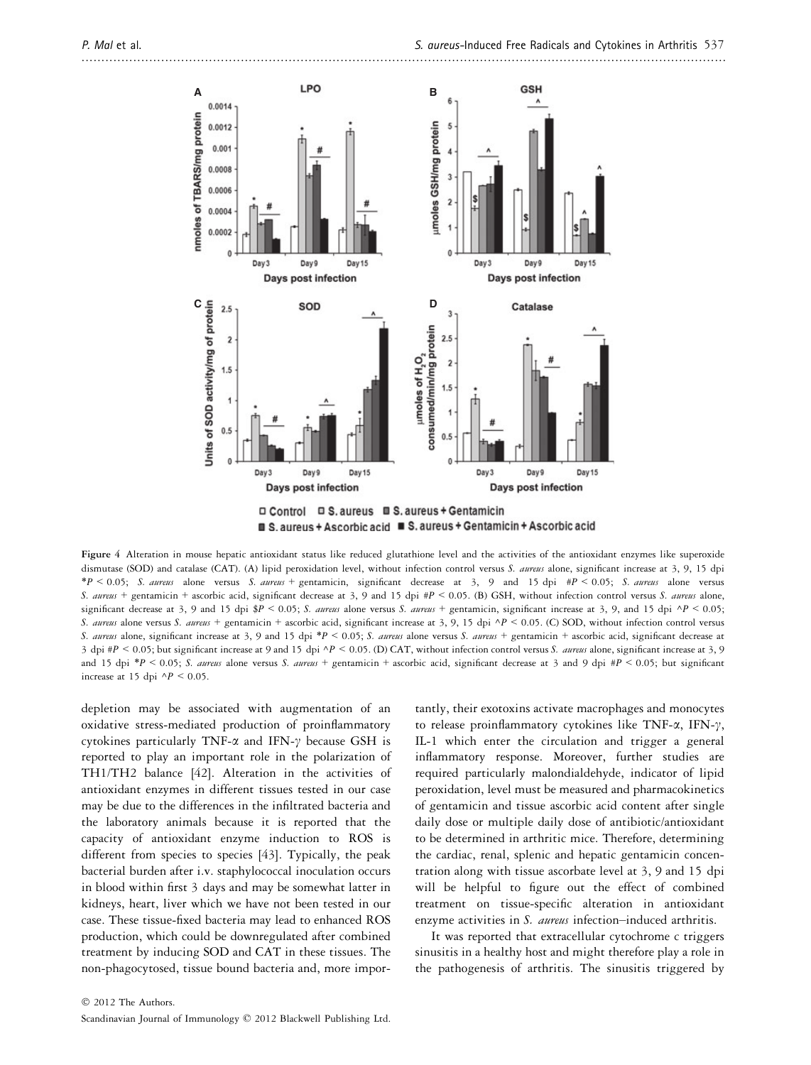Figure 4 Alteration in mouse hepatic antioxidant status like reduced glutathione level and the activities of the antioxidant enzymes like superoxide dismutase (SOD) and catalase (CAT). (A) lipid peroxidation level, without infection control versus *S. aureus* alone, significant increase at 3, 9, 15 dpi $*P < 0.05$; *S. aureus* alone versus *S. aureus* + gentamicin, significant decrease at 3, 9 and 15 dpi $\#P < 0.05$; *S. aureus* alone versus *S. aureus* + gentamicin + ascorbic acid, significant decrease at 3, 9 and 15 dpi $\#P < 0.05$. (B) GSH, without infection control versus *S. aureus* alone, significant decrease at 3, 9 and 15 dpi $\$P < 0.05$; *S. aureus* alone versus *S. aureus* + gentamicin, significant increase at 3, 9, and 15 dpi $\wedge P < 0.05$; *S. aureus* alone versus *S. aureus* + gentamicin + ascorbic acid, significant increase at 3, 9, 15 dpi $\wedge P < 0.05$. (C) SOD, without infection control versus *S. aureus* alone, significant increase at 3, 9 and 15 dpi $*P < 0.05$; *S. aureus* alone versus *S. aureus* + gentamicin + ascorbic acid, significant decrease at 3 dpi $\#P < 0.05$; but significant increase at 9 and 15 dpi $\wedge P < 0.05$. (D) CAT, without infection control versus *S. aureus* alone, significant increase at 3, 9 and 15 dpi $*P < 0.05$; *S. aureus* alone versus *S. aureus* + gentamicin + ascorbic acid, significant decrease at 3 and 9 dpi $\#P < 0.05$; but significant increase at 15 dpi $\wedge P < 0.05$.

depletion may be associated with augmentation of an oxidative stress-mediated production of proinflammatory cytokines particularly TNF-α and IFN-γ because GSH is reported to play an important role in the polarization of TH1/TH2 balance [42]. Alteration in the activities of antioxidant enzymes in different tissues tested in our case may be due to the differences in the infiltrated bacteria and the laboratory animals because it is reported that the capacity of antioxidant enzyme induction to ROS is different from species to species [43]. Typically, the peak bacterial burden after i.v. staphylococcal inoculation occurs in blood within first 3 days and may be somewhat latter in kidneys, heart, liver which we have not been tested in our case. These tissue-fixed bacteria may lead to enhanced ROS production, which could be downregulated after combined treatment by inducing SOD and CAT in these tissues. The non-phagocytosed, tissue bound bacteria and, more importantly, their exotoxins activate macrophages and monocytes to release proinflammatory cytokines like TNF-α, IFN-γ, IL-1 which enter the circulation and trigger a general inflammatory response. Moreover, further studies are required particularly malondialdehyde, indicator of lipid peroxidation, level must be measured and pharmacokinetics of gentamicin and tissue ascorbic acid content after single daily dose or multiple daily dose of antibiotic/antioxidant to be determined in arthritic mice. Therefore, determining the cardiac, renal, splenic and hepatic gentamicin concentration along with tissue ascorbate level at 3, 9 and 15 dpi will be helpful to figure out the effect of combined treatment on tissue-specific alteration in antioxidant enzyme activities in *S. aureus* infection–induced arthritis.

It was reported that extracellular cytochrome c triggers sinusitis in a healthy host and might therefore play a role in the pathogenesis of arthritis. The sinusitis triggered by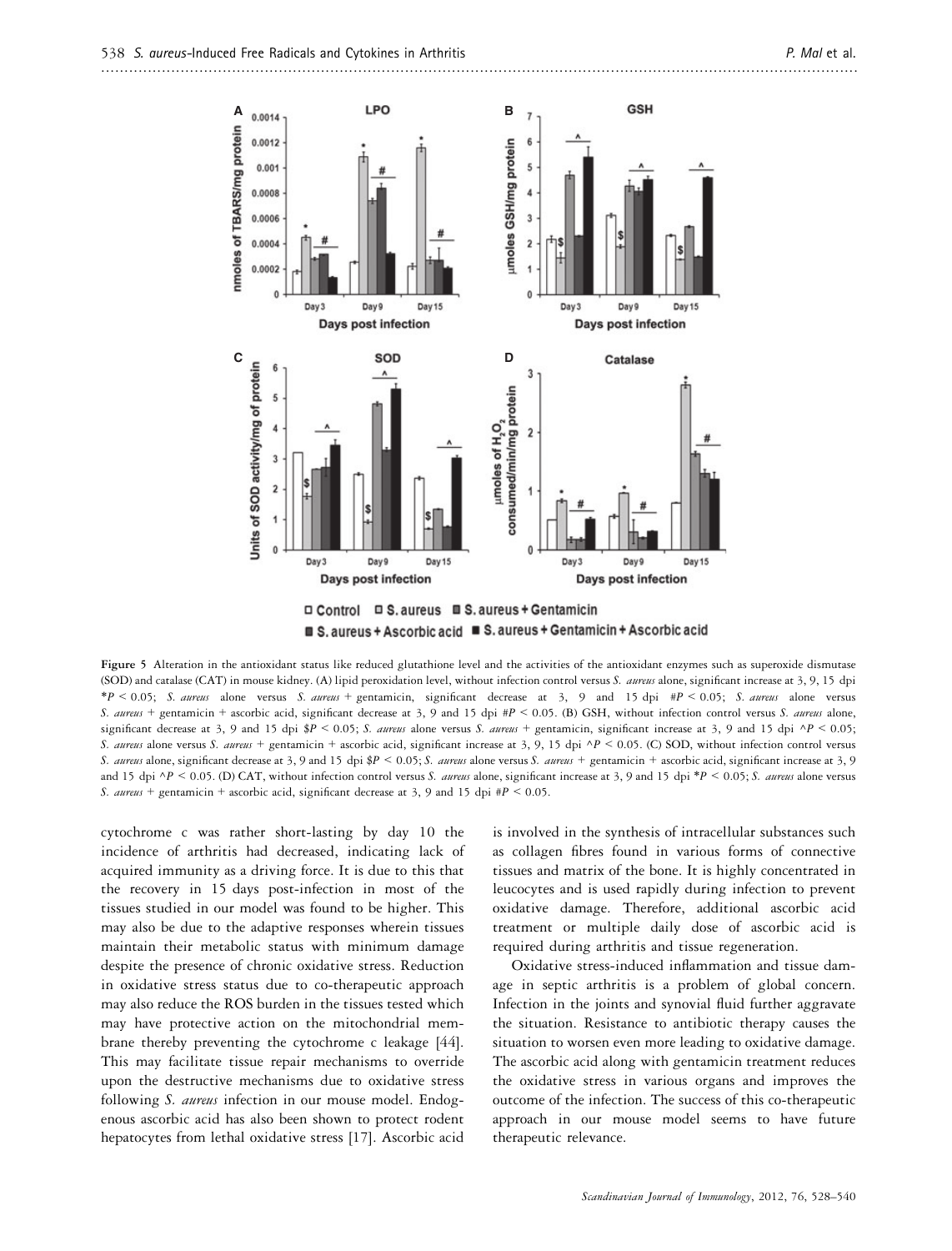**Figure 5** Alteration in the antioxidant status like reduced glutathione level and the activities of the antioxidant enzymes such as superoxide dismutase (SOD) and catalase (CAT) in mouse kidney. (A) lipid peroxidation level, without infection control versus *S. aureus* alone, significant increase at 3, 9, 15 dpi $*P < 0.05$; *S. aureus* alone versus *S. aureus* + gentamicin, significant decrease at 3, 9 and 15 dpi $\#P < 0.05$; *S. aureus* alone versus *S. aureus* + gentamicin + ascorbic acid, significant decrease at 3, 9 and 15 dpi $\#P < 0.05$. (B) GSH, without infection control versus *S. aureus* alone, significant decrease at 3, 9 and 15 dpi $\$P < 0.05$; *S. aureus* alone versus *S. aureus* + gentamicin, significant increase at 3, 9 and 15 dpi $^\wedge P < 0.05$; *S. aureus* alone versus *S. aureus* + gentamicin + ascorbic acid, significant increase at 3, 9, 15 dpi $^\wedge P < 0.05$. (C) SOD, without infection control versus *S. aureus* alone, significant decrease at 3, 9 and 15 dpi $\$P < 0.05$; *S. aureus* alone versus *S. aureus* + gentamicin + ascorbic acid, significant increase at 3, 9 and 15 dpi $^\wedge P < 0.05$. (D) CAT, without infection control versus *S. aureus* alone, significant increase at 3, 9 and 15 dpi $*P < 0.05$; *S. aureus* alone versus *S. aureus* + gentamicin + ascorbic acid, significant decrease at 3, 9 and 15 dpi $\#P < 0.05$.

cytochrome c was rather short-lasting by day 10 the incidence of arthritis had decreased, indicating lack of acquired immunity as a driving force. It is due to this that the recovery in 15 days post-infection in most of the tissues studied in our model was found to be higher. This may also be due to the adaptive responses wherein tissues maintain their metabolic status with minimum damage despite the presence of chronic oxidative stress. Reduction in oxidative stress status due to co-therapeutic approach may also reduce the ROS burden in the tissues tested which may have protective action on the mitochondrial membrane thereby preventing the cytochrome c leakage [44]. This may facilitate tissue repair mechanisms to override upon the destructive mechanisms due to oxidative stress following *S. aureus* infection in our mouse model. Endogenous ascorbic acid has also been shown to protect rodent hepatocytes from lethal oxidative stress [17]. Ascorbic acid is involved in the synthesis of intracellular substances such as collagen fibres found in various forms of connective tissues and matrix of the bone. It is highly concentrated in leucocytes and is used rapidly during infection to prevent oxidative damage. Therefore, additional ascorbic acid treatment or multiple daily dose of ascorbic acid is required during arthritis and tissue regeneration.

Oxidative stress-induced inflammation and tissue damage in septic arthritis is a problem of global concern. Infection in the joints and synovial fluid further aggravate the situation. Resistance to antibiotic therapy causes the situation to worsen even more leading to oxidative damage. The ascorbic acid along with gentamicin treatment reduces the oxidative stress in various organs and improves the outcome of the infection. The success of this co-therapeutic approach in our mouse model seems to have future therapeutic relevance.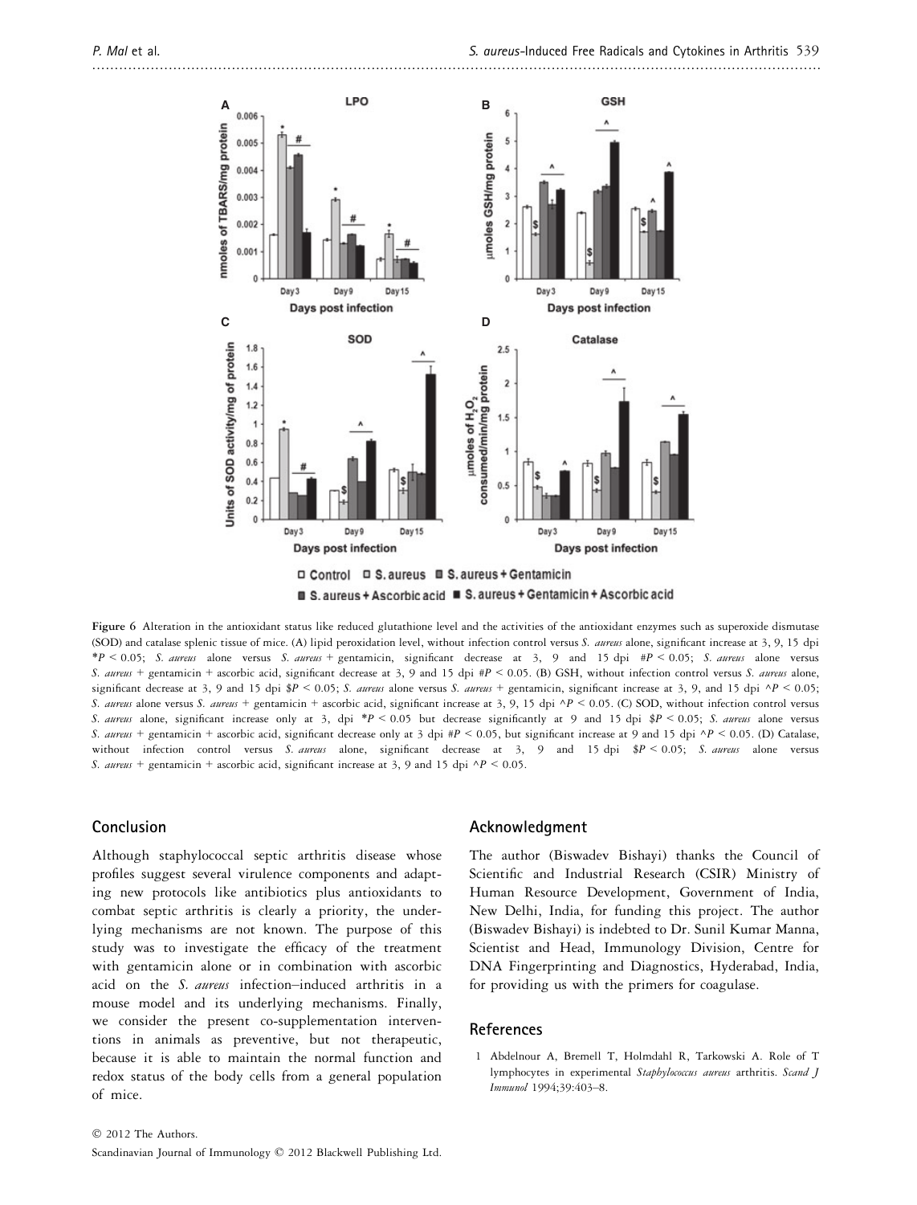Figure 6 Alteration in the antioxidant status like reduced glutathione level and the activities of the antioxidant enzymes such as superoxide dismutase (SOD) and catalase splenic tissue of mice. (A) lipid peroxidation level, without infection control versus *S. aureus* alone, significant increase at 3, 9, 15 dpi \*$P < 0.05$; *S. aureus* alone versus *S. aureus* + gentamicin, significant decrease at 3, 9 and 15 dpi #$P < 0.05$; *S. aureus* alone versus *S. aureus* + gentamicin + ascorbic acid, significant decrease at 3, 9 and 15 dpi #$P < 0.05$. (B) GSH, without infection control versus *S. aureus* alone, significant decrease at 3, 9 and 15 dpi \$$P < 0.05$; *S. aureus* alone versus *S. aureus* + gentamicin, significant increase at 3, 9, and 15 dpi ^$P < 0.05$; *S. aureus* alone versus *S. aureus* + gentamicin + ascorbic acid, significant increase at 3, 9, 15 dpi ^$P < 0.05$. (C) SOD, without infection control versus *S. aureus* alone, significant increase only at 3, dpi \*$P < 0.05$ but decrease significantly at 9 and 15 dpi \$$P < 0.05$; *S. aureus* alone versus *S. aureus* + gentamicin + ascorbic acid, significant decrease only at 3 dpi #$P < 0.05$, but significant increase at 9 and 15 dpi ^$P < 0.05$. (D) Catalase, without infection control versus *S. aureus* alone, significant decrease at 3, 9 and 15 dpi \$$P < 0.05$; *S. aureus* alone versus *S. aureus* + gentamicin + ascorbic acid, significant increase at 3, 9 and 15 dpi ^$P < 0.05$.

## Conclusion

Although staphylococcal septic arthritis disease whose profiles suggest several virulence components and adapting new protocols like antibiotics plus antioxidants to combat septic arthritis is clearly a priority, the underlying mechanisms are not known. The purpose of this study was to investigate the efficacy of the treatment with gentamicin alone or in combination with ascorbic acid on the *S. aureus* infection–induced arthritis in a mouse model and its underlying mechanisms. Finally, we consider the present co-supplementation interventions in animals as preventive, but not therapeutic, because it is able to maintain the normal function and redox status of the body cells from a general population of mice.

## Acknowledgment

The author (Biswadev Bishayi) thanks the Council of Scientific and Industrial Research (CSIR) Ministry of Human Resource Development, Government of India, New Delhi, India, for funding this project. The author (Biswadev Bishayi) is indebted to Dr. Sunil Kumar Manna, Scientist and Head, Immunology Division, Centre for DNA Fingerprinting and Diagnostics, Hyderabad, India, for providing us with the primers for coagulase.

## References

1 Abdelnour A, Bremell T, Holmdahl R, Tarkowski A. Role of T lymphocytes in experimental *Staphylococcus aureus* arthritis. *Scand J Immunol* 1994;39:403–8.

© 2012 The Authors.
Scandinavian Journal of Immunology © 2012 Blackwell Publishing Ltd.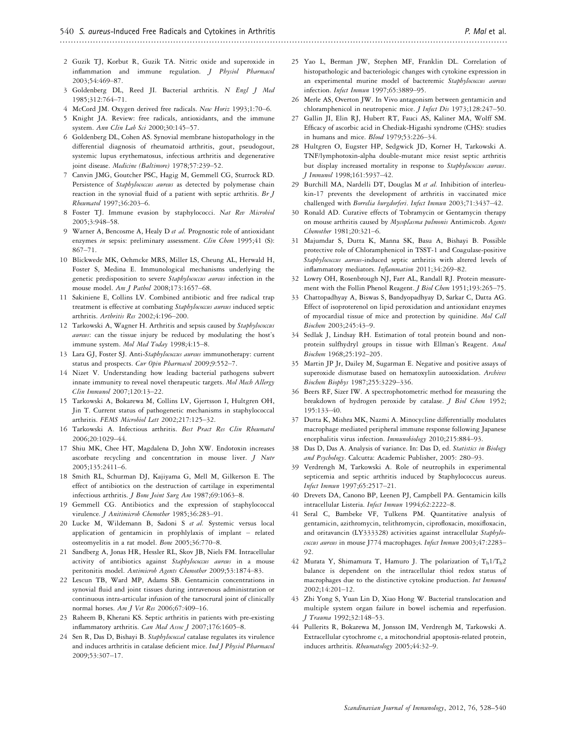2 Guzik TJ, Korbut R, Guzik TA. Nitric oxide and superoxide in inflammation and immune regulation. *J Physiol Pharmacol* 2003;54:469–87.

3 Goldenberg DL, Reed JI. Bacterial arthritis. *N Engl J Med* 1985;312:764–71.

4 McCord JM. Oxygen derived free radicals. *New Horiz* 1993;1:70–6.

5 Knight JA. Review: free radicals, antioxidants, and the immune system. *Ann Clin Lab Sci* 2000;30:145–57.

6 Goldenberg DL, Cohen AS. Synovial membrane histopathology in the differential diagnosis of rheumatoid arthritis, gout, pseudogout, systemic lupus erythematosus, infectious arthritis and degenerative joint disease. *Medicine (Baltimore)* 1978;57:239–52.

7 Canvin JMG, Goutcher PSC, Hagig M, Gemmell CG, Sturrock RD. Persistence of *Staphylococcus aureus* as detected by polymerase chain reaction in the synovial fluid of a patient with septic arthritis. *Br J Rheumatol* 1997;36:203–6.

8 Foster TJ. Immune evasion by staphylococci. *Nat Rev Microbiol* 2005;3:948–58.

9 Warner A, Bencosme A, Healy D *et al.* Prognostic role of antioxidant enzymes *in* sepsis: preliminary assessment. *Clin Chem* 1995;41 (S): 867–71.

10 Blickwede MK, Oehmcke MRS, Miller LS, Cheung AL, Herwald H, Foster S, Medina E. Immunological mechanisms underlying the genetic predisposition to severe *Staphylococcus aureus* infection in the mouse model. *Am J Pathol* 2008;173:1657–68.

11 Sakiniene E, Collins LV. Combined antibiotic and free radical trap treatment is effective at combating *Staphylococcus aureus* induced septic arthritis. *Arthritis Res* 2002;4:196–200.

12 Tarkowski A, Wagner H. Arthritis and sepsis caused by *Staphylococcus aureus*: can the tissue injury be reduced by modulating the host's immune system. *Mol Med Today* 1998;4:15–8.

13 Lara GJ, Foster SJ. Anti-*Staphylococcus aureus* immunotherapy: current status and prospects. *Cur Opin Pharmacol* 2009;9:552–7.

14 Nizet V. Understanding how leading bacterial pathogens subvert innate immunity to reveal novel therapeutic targets. *Mol Mech Allergy Clin Immunol* 2007;120:13–22.

15 Tarkowski A, Bokarewa M, Collins LV, Gjertsson I, Hultgren OH, Jin T. Current status of pathogenetic mechanisms in staphylococcal arthritis. *FEMS Microbiol Lett* 2002;217:125–32.

16 Tarkowski A. Infectious arthritis. *Best Pract Res Clin Rheumatol* 2006;20:1029–44.

17 Shiu MK, Chee HT, Magdalena D, John XW. Endotoxin increases ascorbate recycling and concentration in mouse liver. *J Nutr* 2005;135:2411–6.

18 Smith RL, Schurman DJ, Kajiyama G, Mell M, Gilkerson E. The effect of antibiotics on the destruction of cartilage in experimental infectious arthritis. *J Bone Joint Surg Am* 1987;69:1063–8.

19 Gemmell CG. Antibiotics and the expression of staphylococcal virulence. *J Anitimicrob Chemother* 1985;36:283–91.

20 Lucke M, Wildemann B, Sadoni S *et al.* Systemic versus local application of gentamicin in prophlylaxis of implant – related osteomyelitis in a rat model. *Bone* 2005;36:770–8.

21 Sandberg A, Jonas HR, Hessler RL, Skov JB, Niels FM. Intracellular activity of antibiotics against *Staphylococcus aureus* in a mouse peritonitis model. *Antimicrob Agents Chemother* 2009;53:1874–83.

22 Lescun TB, Ward MP, Adams SB. Gentamicin concentrations in synovial fluid and joint tissues during intravenous administration or continuous intra-articular infusion of the tarsocrural joint of clinically normal horses. *Am J Vet Res* 2006;67:409–16.

23 Raheem B, Kherani KS. Septic arthritis in patients with pre-existing inflammatory arthritis. *Can Med Assoc J* 2007;176:1605–8.

24 Sen R, Das D, Bishayi B. *Staphylococcal* catalase regulates its virulence and induces arthritis in catalase deficient mice. *Ind J Physiol Pharmacol* 2009;53:307–17.

25 Yao L, Berman JW, Stephen MF, Franklin DL. Correlation of histopathologic and bacteriologic changes with cytokine expression in an experimental murine model of bacteremic *Staphylococcus aureus* infection. *Infect Immun* 1997;65:3889–95.

26 Merle AS, Overton JW. In Vivo antagonism between gentamicin and chloramphenicol in neutropenic mice. *J Infect Dis* 1973;128:247–50.

27 Gallin JI, Elin RJ, Hubert RT, Fauci AS, Kaliner MA, Wolff SM. Efficacy of ascorbic acid in Chediak-Higashi syndrome (CHS): studies in humans and mice. *Blood* 1979;53:226–34.

28 Hultgren O, Eugster HP, Sedgwick JD, Korner H, Tarkowski A. TNF/lymphotoxin-alpha double-mutant mice resist septic arthritis but display increased mortality in response to *Staphylococcus aureus*. *J Immunol* 1998;161:5937–42.

29 Burchill MA, Nardelli DT, Douglas M *et al.* Inhibition of interleukin-17 prevents the development of arthritis in vaccinated mice challenged with *Borrelia burgdorferi*. *Infect Immun* 2003;71:3437–42.

30 Ronald AD. Curative effects of Tobramycin or Gentamycin therapy on mouse arthritis caused by *Mycoplasma pulmonis* Antimicrob. *Agents Chemother* 1981;20:321–6.

31 Majumdar S, Dutta K, Manna SK, Basu A, Bishayi B. Possible protective role of Chloramphenicol in TSST-1 and Coagulase-positive *Staphylococcus aureus*-induced septic arthritis with altered levels of inflammatory mediators. *Inflammation* 2011;34:269–82.

32 Lowry OH, Rosenbrough NJ, Farr AL, Randall RJ. Protein measurement with the Follin Phenol Reagent. *J Biol Chem* 1951;193:265–75.

33 Chattopadhyay A, Biswas S, Bandyopadhyay D, Sarkar C, Datta AG. Effect of isoproterenol on lipid peroxidation and antioxidant enzymes of myocardial tissue of mice and protection by quinidine. *Mol Cell Biochem* 2003;245:43–9.

34 Sedlak J, Lindsay RH. Estimation of total protein bound and non-protein sulfhydryl groups in tissue with Ellman's Reagent. *Anal Biochem* 1968;25:192–205.

35 Martin JP Jr, Dailey M, Sugarman E. Negative and positive assays of superoxide dismutase based on hematoxylin autooxidation. *Archives Biochem Biophys* 1987;255:3229–336.

36 Beers RF, Sizer IW. A spectrophotometric method for measuring the breakdown of hydrogen peroxide by catalase. *J Biol Chem* 1952; 195:133–40.

37 Dutta K, Mishra MK, Nazmi A. Minocycline differentially modulates macrophage mediated peripheral immune response following Japanese encephalitis virus infection. *Immunobiology* 2010;215:884–93.

38 Das D, Das A. Analysis of variance. In: Das D, ed. *Statistics in Biology and Psychology*. Calcutta: Academic Publisher, 2005: 280–93.

39 Verdrengh M, Tarkowski A. Role of neutrophils in experimental septicemia and septic arthritis induced by Staphylococcus aureus. *Infect Immun* 1997;65:2517–21.

40 Drevets DA, Canono BP, Leenen PJ, Campbell PA. Gentamicin kills intracellular Listeria. *Infect Immun* 1994;62:2222–8.

41 Seral C, Bambeke VF, Tulkens PM. Quantitative analysis of gentamicin, azithromycin, telithromycin, ciprofloxacin, moxifloxacin, and oritavancin (LY333328) activities against intracellular *Staphylococcus aureus* in mouse J774 macrophages. *Infect Immun* 2003;47:2283–92.

42 Murata Y, Shimamura T, Hamuro J. The polarization of $T_h1/T_h2$ balance is dependent on the intracellular thiol redox status of macrophages due to the distinctive cytokine production. *Int Immunol* 2002;14:201–12.

43 Zhi Yong S, Yuan Lin D, Xiao Hong W. Bacterial translocation and multiple system organ failure in bowel ischemia and reperfusion. *J Trauma* 1992;32:148–53.

44 Pullerits R, Bokarewa M, Jonsson IM, Verdrengh M, Tarkowski A. Extracellular cytochrome c, a mitochondrial apoptosis-related protein, induces arthritis. *Rheumatology* 2005;44:32–9.